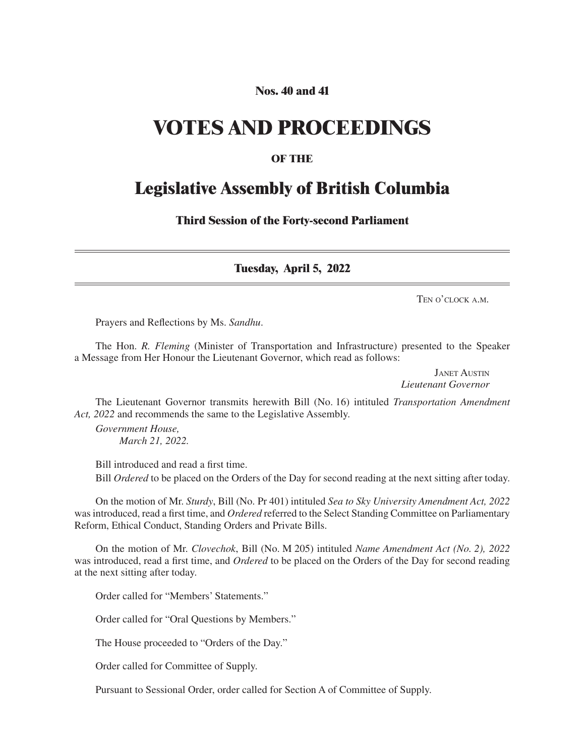**Nos. 40 and 41**

# VOTES AND PROCEEDINGS

**OF THE**

## Legislative Assembly of British Columbia

**Third Session of the Forty-second Parliament**

---

**Tuesday, April 5, 2022**

---

TEN O'CLOCK A.M.

Prayers and Reflections by Ms. *Sandhu*.

The Hon. *R. Fleming* (Minister of Transportation and Infrastructure) presented to the Speaker a Message from Her Honour the Lieutenant Governor, which read as follows:

JANET AUSTIN
*Lieutenant Governor*

The Lieutenant Governor transmits herewith Bill (No. 16) intituled *Transportation Amendment Act, 2022* and recommends the same to the Legislative Assembly.

*Government House,*
*March 21, 2022.*

Bill introduced and read a first time.

Bill *Ordered* to be placed on the Orders of the Day for second reading at the next sitting after today.

On the motion of Mr. *Sturdy*, Bill (No. Pr 401) intituled *Sea to Sky University Amendment Act, 2022* was introduced, read a first time, and *Ordered* referred to the Select Standing Committee on Parliamentary Reform, Ethical Conduct, Standing Orders and Private Bills.

On the motion of Mr. *Clovechok*, Bill (No. M 205) intituled *Name Amendment Act (No. 2), 2022* was introduced, read a first time, and *Ordered* to be placed on the Orders of the Day for second reading at the next sitting after today.

Order called for "Members' Statements."

Order called for "Oral Questions by Members."

The House proceeded to "Orders of the Day."

Order called for Committee of Supply.

Pursuant to Sessional Order, order called for Section A of Committee of Supply.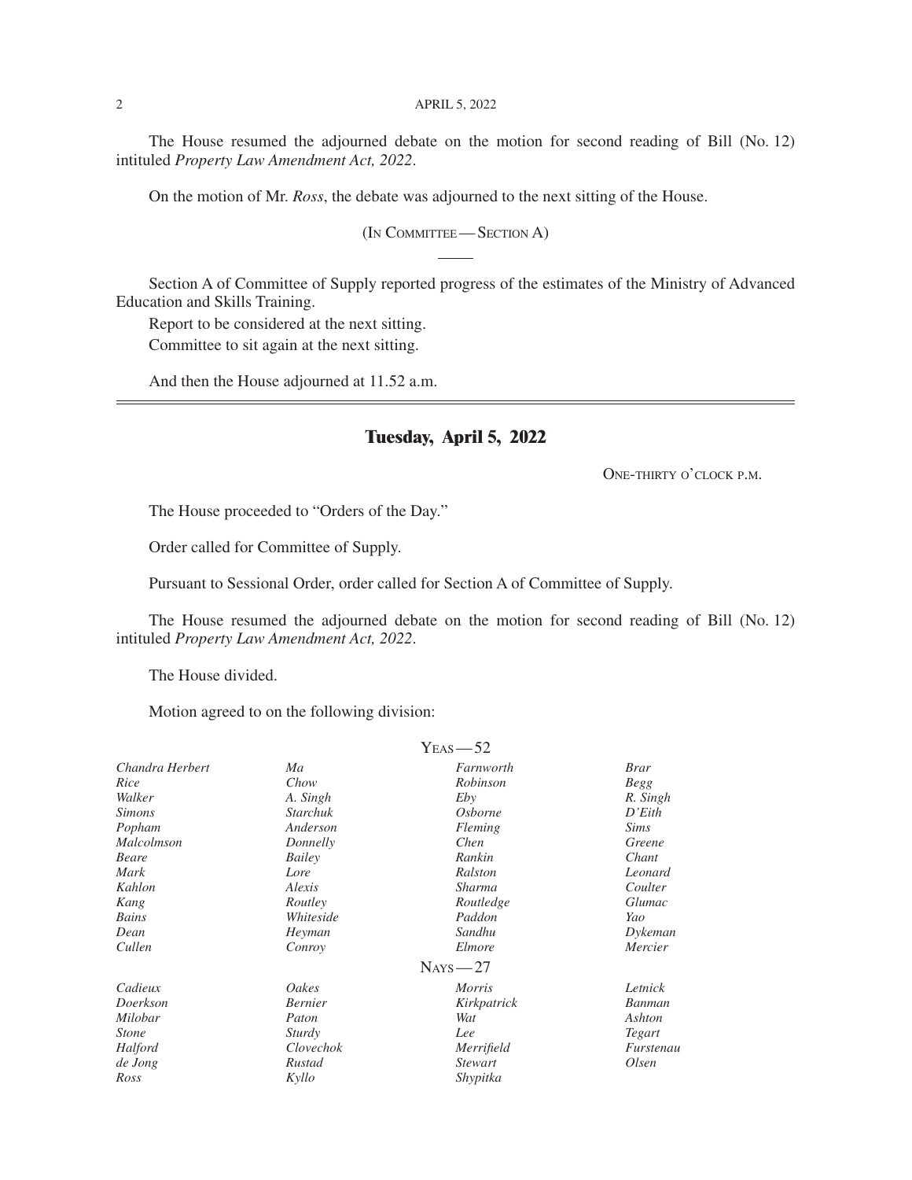The House resumed the adjourned debate on the motion for second reading of Bill (No. 12) intituled *Property Law Amendment Act, 2022*.

On the motion of Mr. *Ross*, the debate was adjourned to the next sitting of the House.

(In Committee — Section A)

Section A of Committee of Supply reported progress of the estimates of the Ministry of Advanced Education and Skills Training.

Report to be considered at the next sitting.

Committee to sit again at the next sitting.

And then the House adjourned at 11.52 a.m.

---

## Tuesday, April 5, 2022

One-thirty o'clock p.m.

The House proceeded to "Orders of the Day."

Order called for Committee of Supply.

Pursuant to Sessional Order, order called for Section A of Committee of Supply.

The House resumed the adjourned debate on the motion for second reading of Bill (No. 12) intituled *Property Law Amendment Act, 2022*.

The House divided.

Motion agreed to on the following division:

Yeas — 52

| | | | |
|---|---|---|---|
| *Chandra Herbert* | *Ma* | *Farnworth* | *Brar* |
| *Rice* | *Chow* | *Robinson* | *Begg* |
| *Walker* | *A. Singh* | *Eby* | *R. Singh* |
| *Simons* | *Starchuk* | *Osborne* | *D'Eith* |
| *Popham* | *Anderson* | *Fleming* | *Sims* |
| *Malcolmson* | *Donnelly* | *Chen* | *Greene* |
| *Beare* | *Bailey* | *Rankin* | *Chant* |
| *Mark* | *Lore* | *Ralston* | *Leonard* |
| *Kahlon* | *Alexis* | *Sharma* | *Coulter* |
| *Kang* | *Routley* | *Routledge* | *Glumac* |
| *Bains* | *Whiteside* | *Paddon* | *Yao* |
| *Dean* | *Heyman* | *Sandhu* | *Dykeman* |
| *Cullen* | *Conroy* | *Elmore* | *Mercier* |

Nays — 27

| | | | |
|---|---|---|---|
| *Cadieux* | *Oakes* | *Morris* | *Letnick* |
| *Doerkson* | *Bernier* | *Kirkpatrick* | *Banman* |
| *Milobar* | *Paton* | *Wat* | *Ashton* |
| *Stone* | *Sturdy* | *Lee* | *Tegart* |
| *Halford* | *Clovechok* | *Merrifield* | *Furstenau* |
| *de Jong* | *Rustad* | *Stewart* | *Olsen* |
| *Ross* | *Kyllo* | *Shypitka* | |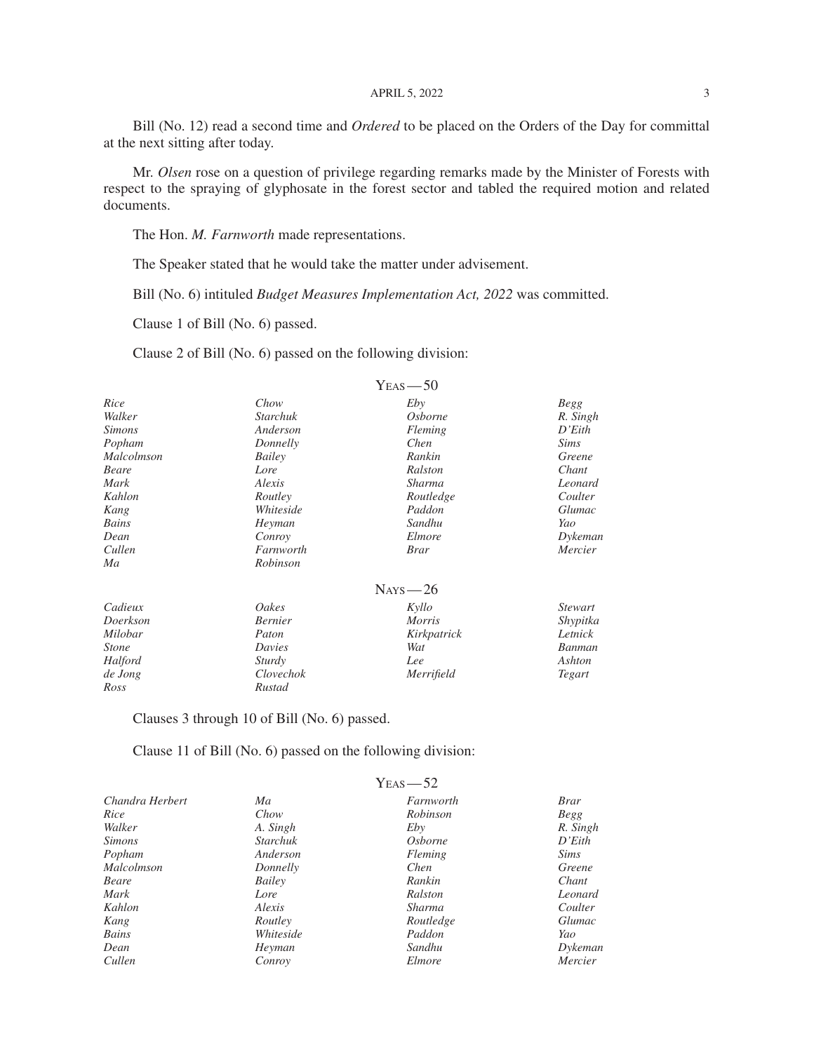Bill (No. 12) read a second time and *Ordered* to be placed on the Orders of the Day for committal at the next sitting after today.

Mr. *Olsen* rose on a question of privilege regarding remarks made by the Minister of Forests with respect to the spraying of glyphosate in the forest sector and tabled the required motion and related documents.

The Hon. *M. Farnworth* made representations.

The Speaker stated that he would take the matter under advisement.

Bill (No. 6) intituled *Budget Measures Implementation Act, 2022* was committed.

Clause 1 of Bill (No. 6) passed.

Clause 2 of Bill (No. 6) passed on the following division:

YEAS — 50

| | | | |
|---|---|---|---|
| *Rice* | *Chow* | *Eby* | *Begg* |
| *Walker* | *Starchuk* | *Osborne* | *R. Singh* |
| *Simons* | *Anderson* | *Fleming* | *D'Eith* |
| *Popham* | *Donnelly* | *Chen* | *Sims* |
| *Malcolmson* | *Bailey* | *Rankin* | *Greene* |
| *Beare* | *Lore* | *Ralston* | *Chant* |
| *Mark* | *Alexis* | *Sharma* | *Leonard* |
| *Kahlon* | *Routley* | *Routledge* | *Coulter* |
| *Kang* | *Whiteside* | *Paddon* | *Glumac* |
| *Bains* | *Heyman* | *Sandhu* | *Yao* |
| *Dean* | *Conroy* | *Elmore* | *Dykeman* |
| *Cullen* | *Farnworth* | *Brar* | *Mercier* |
| *Ma* | *Robinson* | | |

NAYS — 26

| | | | |
|---|---|---|---|
| *Cadieux* | *Oakes* | *Kyllo* | *Stewart* |
| *Doerkson* | *Bernier* | *Morris* | *Shypitka* |
| *Milobar* | *Paton* | *Kirkpatrick* | *Letnick* |
| *Stone* | *Davies* | *Wat* | *Banman* |
| *Halford* | *Sturdy* | *Lee* | *Ashton* |
| *de Jong* | *Clovechok* | *Merrifield* | *Tegart* |
| *Ross* | *Rustad* | | |

Clauses 3 through 10 of Bill (No. 6) passed.

Clause 11 of Bill (No. 6) passed on the following division:

YEAS — 52

| | | | |
|---|---|---|---|
| *Chandra Herbert* | *Ma* | *Farnworth* | *Brar* |
| *Rice* | *Chow* | *Robinson* | *Begg* |
| *Walker* | *A. Singh* | *Eby* | *R. Singh* |
| *Simons* | *Starchuk* | *Osborne* | *D'Eith* |
| *Popham* | *Anderson* | *Fleming* | *Sims* |
| *Malcolmson* | *Donnelly* | *Chen* | *Greene* |
| *Beare* | *Bailey* | *Rankin* | *Chant* |
| *Mark* | *Lore* | *Ralston* | *Leonard* |
| *Kahlon* | *Alexis* | *Sharma* | *Coulter* |
| *Kang* | *Routley* | *Routledge* | *Glumac* |
| *Bains* | *Whiteside* | *Paddon* | *Yao* |
| *Dean* | *Heyman* | *Sandhu* | *Dykeman* |
| *Cullen* | *Conroy* | *Elmore* | *Mercier* |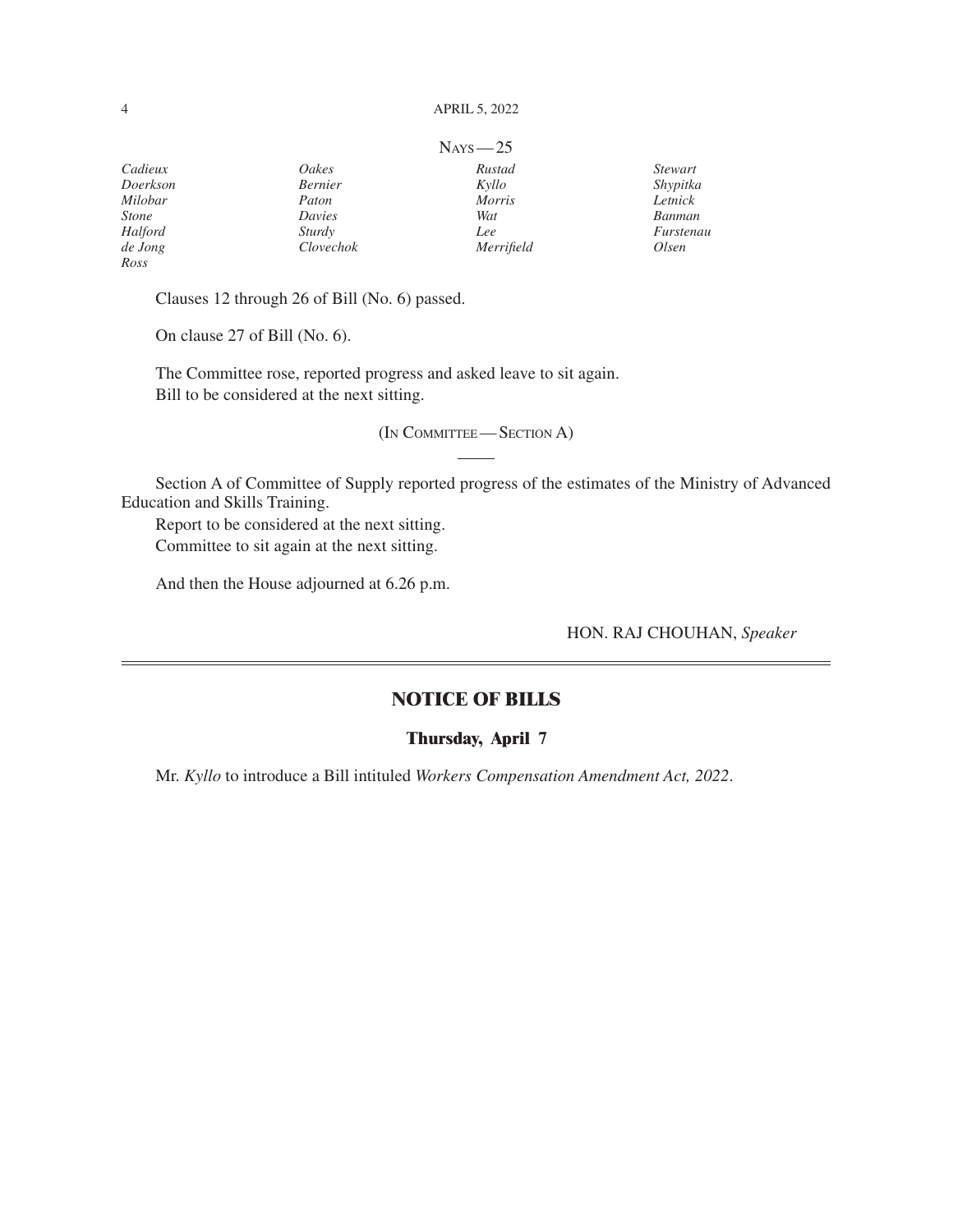NAYS — 25

| | | | |
|---|---|---|---|
| *Cadieux* | *Oakes* | *Rustad* | *Stewart* |
| *Doerkson* | *Bernier* | *Kyllo* | *Shypitka* |
| *Milobar* | *Paton* | *Morris* | *Letnick* |
| *Stone* | *Davies* | *Wat* | *Banman* |
| *Halford* | *Sturdy* | *Lee* | *Furstenau* |
| *de Jong* | *Clovechok* | *Merrifield* | *Olsen* |
| *Ross* | | | |

Clauses 12 through 26 of Bill (No. 6) passed.

On clause 27 of Bill (No. 6).

The Committee rose, reported progress and asked leave to sit again.
Bill to be considered at the next sitting.

(IN COMMITTEE — SECTION A)

Section A of Committee of Supply reported progress of the estimates of the Ministry of Advanced Education and Skills Training.

Report to be considered at the next sitting.
Committee to sit again at the next sitting.

And then the House adjourned at 6.26 p.m.

HON. RAJ CHOUHAN, *Speaker*

## NOTICE OF BILLS

### Thursday, April 7

Mr. *Kyllo* to introduce a Bill intituled *Workers Compensation Amendment Act, 2022*.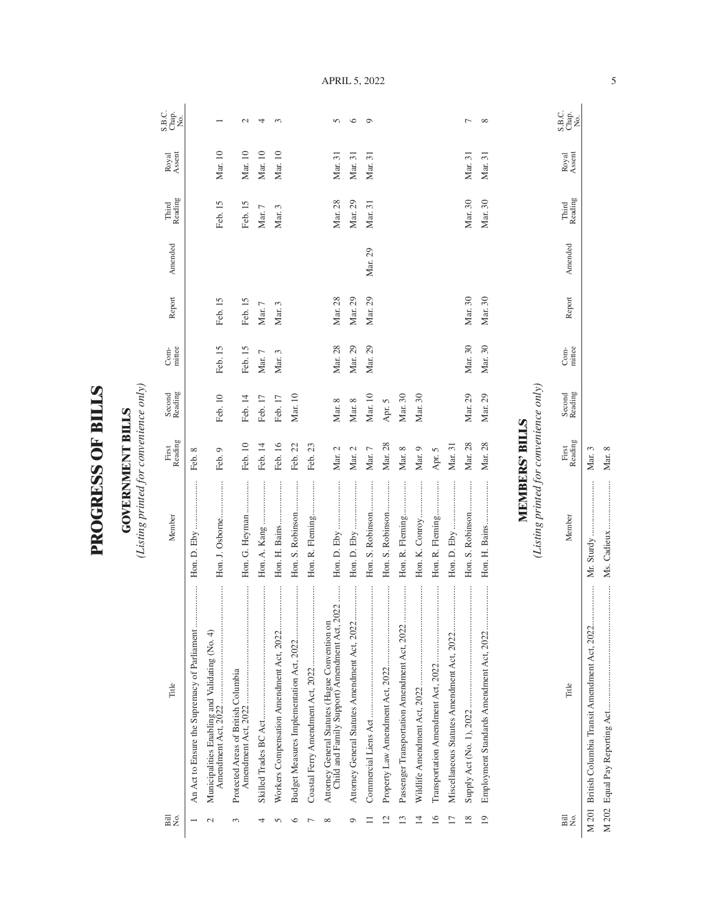# PROGRESS OF BILLS

## GOVERNMENT BILLS

*(Listing printed for convenience only)*

| Bill No. | Title | Member | First Reading | Second Reading | Committee | Report | Amended | Third Reading | Royal Assent | S.B.C. Chap. No. |
|---|---|---|---|---|---|---|---|---|---|---|
| 1 | An Act to Ensure the Supremacy of Parliament | Hon. D. Eby | Feb. 8 | | | | | | | |
| 2 | Municipalities Enabling and Validating (No. 4) Amendment Act, 2022 | Hon. J. Osborne | Feb. 9 | Feb. 10 | Feb. 15 | Feb. 15 | | Feb. 15 | Mar. 10 | 1 |
| 3 | Protected Areas of British Columbia Amendment Act, 2022 | Hon. G. Heyman | Feb. 10 | Feb. 14 | Feb. 15 | Feb. 15 | | Feb. 15 | Mar. 10 | 2 |
| 4 | Skilled Trades BC Act | Hon. A. Kang | Feb. 14 | Feb. 17 | Mar. 7 | Mar. 7 | | Mar. 7 | Mar. 10 | 4 |
| 5 | Workers Compensation Amendment Act, 2022 | Hon. H. Bains | Feb. 16 | Feb. 17 | Mar. 3 | Mar. 3 | | Mar. 3 | Mar. 10 | 3 |
| 6 | Budget Measures Implementation Act, 2022 | Hon. S. Robinson | Feb. 22 | Mar. 10 | | | | | | |
| 7 | Coastal Ferry Amendment Act, 2022 | Hon. R. Fleming | Feb. 23 | | | | | | | |
| 8 | Attorney General Statutes (Hague Convention on Child and Family Support) Amendment Act, 2022 | Hon. D. Eby | Mar. 2 | Mar. 8 | Mar. 28 | Mar. 28 | | Mar. 28 | Mar. 31 | 5 |
| 9 | Attorney General Statutes Amendment Act, 2022 | Hon. D. Eby | Mar. 2 | Mar. 8 | Mar. 29 | Mar. 29 | | Mar. 29 | Mar. 31 | 6 |
| 11 | Commercial Liens Act | Hon. S. Robinson | Mar. 7 | Mar. 10 | Mar. 29 | Mar. 29 | Mar. 29 | Mar. 31 | Mar. 31 | 9 |
| 12 | Property Law Amendment Act, 2022 | Hon. S. Robinson | Mar. 28 | Apr. 5 | | | | | | |
| 13 | Passenger Transportation Amendment Act, 2022 | Hon. R. Fleming | Mar. 8 | Mar. 30 | | | | | | |
| 14 | Wildlife Amendment Act, 2022 | Hon. K. Conroy | Mar. 9 | Mar. 30 | | | | | | |
| 16 | Transportation Amendment Act, 2022 | Hon. R. Fleming | Apr. 5 | | | | | | | |
| 17 | Miscellaneous Statutes Amendment Act, 2022 | Hon. D. Eby | Mar. 31 | | | | | | | |
| 18 | Supply Act (No. 1), 2022 | Hon. S. Robinson | Mar. 28 | Mar. 29 | Mar. 30 | Mar. 30 | | Mar. 30 | Mar. 31 | 7 |
| 19 | Employment Standards Amendment Act, 2022 | Hon. H. Bains | Mar. 28 | Mar. 29 | Mar. 30 | Mar. 30 | | Mar. 30 | Mar. 31 | 8 |

## MEMBERS' BILLS

*(Listing printed for convenience only)*

| Bill No. | Title | Member | First Reading | Second Reading | Committee | Report | Amended | Third Reading | Royal Assent | S.B.C. Chap. No. |
|---|---|---|---|---|---|---|---|---|---|---|
| M 201 | British Columbia Transit Amendment Act, 2022 | Mr. Sturdy | Mar. 3 | | | | | | | |
| M 202 | Equal Pay Reporting Act | Ms. Cadieux | Mar. 8 | | | | | | | |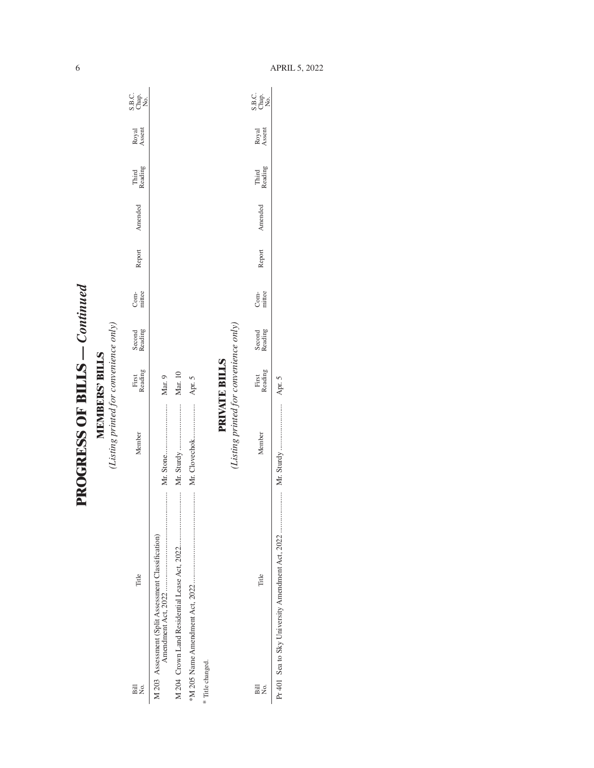# PROGRESS OF BILLS — *Continued*

## MEMBERS' BILLS

*(Listing printed for convenience only)*

| Bill No. | Title | Member | First Reading | Second Reading | Com-mittee | Report | Amended | Third Reading | Royal Assent | S.B.C. Chap. No. |
|---|---|---|---|---|---|---|---|---|---|---|
| M 203 | Assessment (Split Assessment Classification) Amendment Act, 2022 | Mr. Stone | Mar. 9 | | | | | | | |
| M 204 | Crown Land Residential Lease Act, 2022 | Mr. Sturdy | Mar. 10 | | | | | | | |
| *M 205 | Name Amendment Act, 2022 | Mr. Clovechok | Apr. 5 | | | | | | | |

\* Title changed.

## PRIVATE BILLS

*(Listing printed for convenience only)*

| Bill No. | Title | Member | First Reading | Second Reading | Com-mittee | Report | Amended | Third Reading | Royal Assent | S.B.C. Chap. No. |
|---|---|---|---|---|---|---|---|---|---|---|
| Pr 401 | Sea to Sky University Amendment Act, 2022 | Mr. Sturdy | Apr. 5 | | | | | | | |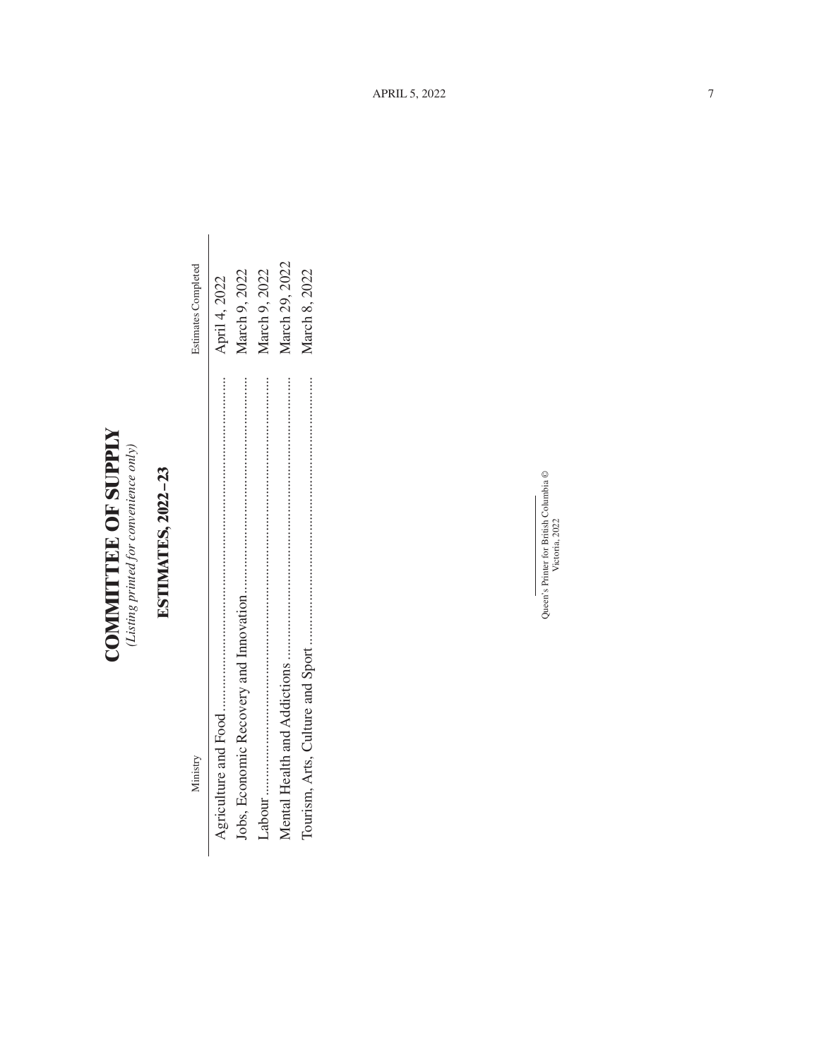# COMMITTEE OF SUPPLY

*(Listing printed for convenience only)*

## ESTIMATES, 2022–23

| Ministry | Estimates Completed |
|---|---|
| Agriculture and Food | April 4, 2022 |
| Jobs, Economic Recovery and Innovation | March 9, 2022 |
| Labour | March 9, 2022 |
| Mental Health and Addictions | March 29, 2022 |
| Tourism, Arts, Culture and Sport | March 8, 2022 |

Queen's Printer for British Columbia ©
Victoria, 2022